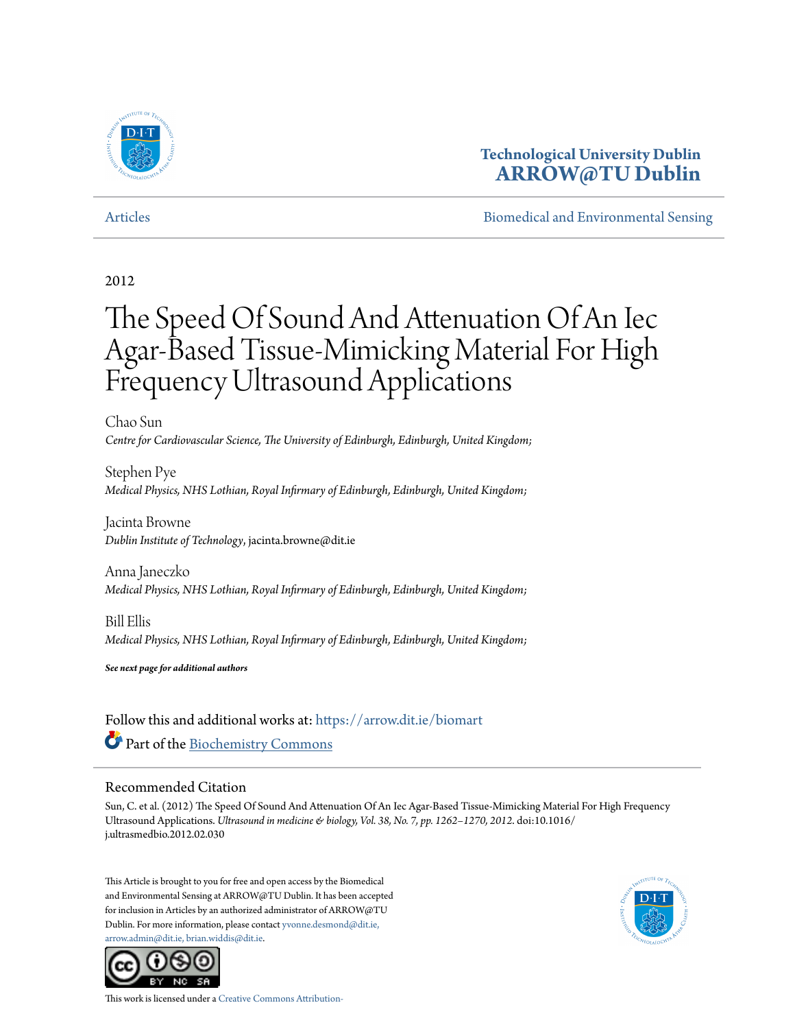Technological University Dublin
**ARROW@TU Dublin**

Articles | Biomedical and Environmental Sensing

2012

# The Speed Of Sound And Attenuation Of An Iec Agar-Based Tissue-Mimicking Material For High Frequency Ultrasound Applications

Chao Sun
*Centre for Cardiovascular Science, The University of Edinburgh, Edinburgh, United Kingdom;*

Stephen Pye
*Medical Physics, NHS Lothian, Royal Infirmary of Edinburgh, Edinburgh, United Kingdom;*

Jacinta Browne
*Dublin Institute of Technology*, jacinta.browne@dit.ie

Anna Janeczko
*Medical Physics, NHS Lothian, Royal Infirmary of Edinburgh, Edinburgh, United Kingdom;*

Bill Ellis
*Medical Physics, NHS Lothian, Royal Infirmary of Edinburgh, Edinburgh, United Kingdom;*

***See next page for additional authors***

Follow this and additional works at: https://arrow.dit.ie/biomart

Part of the Biochemistry Commons

## Recommended Citation

Sun, C. et al. (2012) The Speed Of Sound And Attenuation Of An Iec Agar-Based Tissue-Mimicking Material For High Frequency Ultrasound Applications. *Ultrasound in medicine & biology, Vol. 38, No. 7, pp. 1262–1270, 2012.* doi:10.1016/j.ultrasmedbio.2012.02.030

This Article is brought to you for free and open access by the Biomedical and Environmental Sensing at ARROW@TU Dublin. It has been accepted for inclusion in Articles by an authorized administrator of ARROW@TU Dublin. For more information, please contact yvonne.desmond@dit.ie, arrow.admin@dit.ie, brian.widdis@dit.ie.

This work is licensed under a Creative Commons Attribution-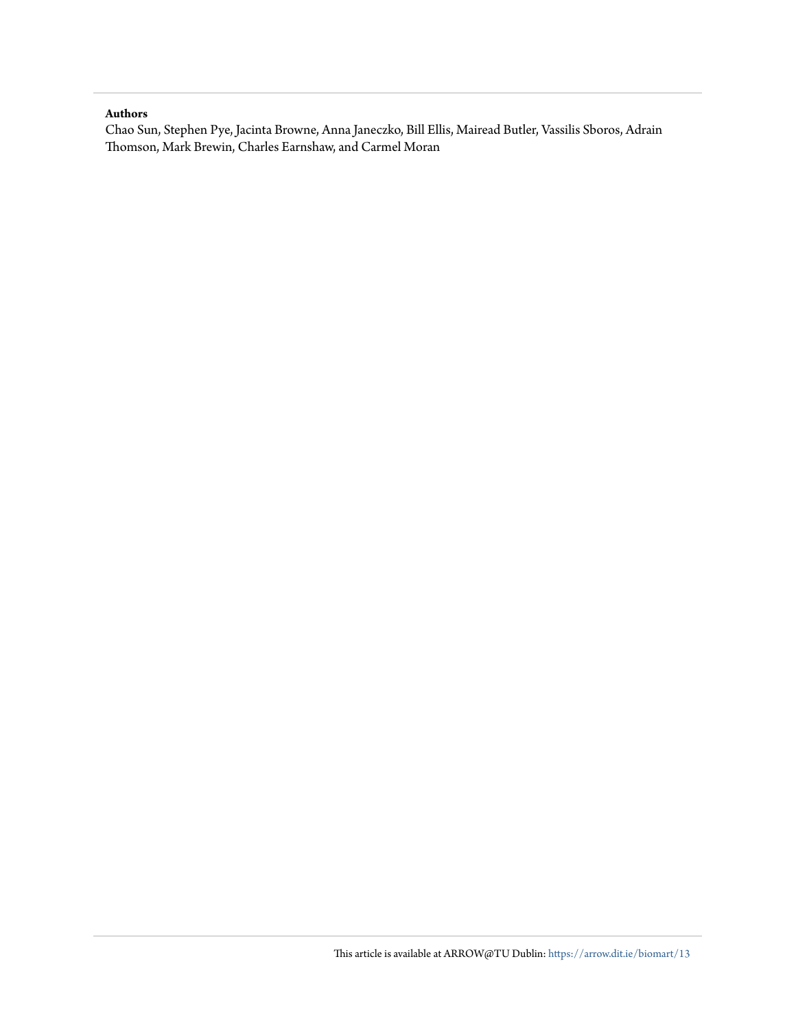**Authors**

Chao Sun, Stephen Pye, Jacinta Browne, Anna Janeczko, Bill Ellis, Mairead Butler, Vassilis Sboros, Adrain Thomson, Mark Brewin, Charles Earnshaw, and Carmel Moran

This article is available at ARROW@TU Dublin: https://arrow.dit.ie/biomart/13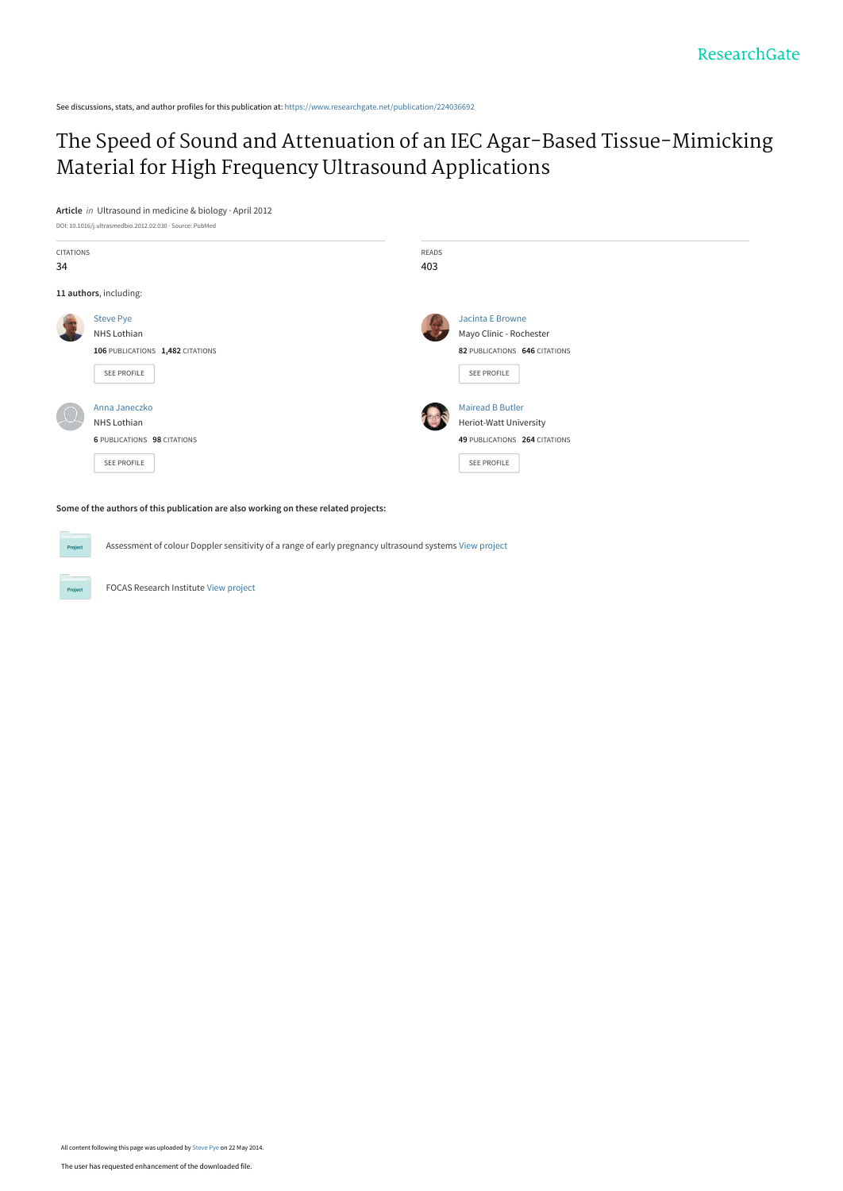See discussions, stats, and author profiles for this publication at: https://www.researchgate.net/publication/224036692

# The Speed of Sound and Attenuation of an IEC Agar-Based Tissue-Mimicking Material for High Frequency Ultrasound Applications

**Article** *in* Ultrasound in medicine & biology · April 2012

DOI: 10.1016/j.ultrasmedbio.2012.02.030 · Source: PubMed

| CITATIONS | READS |
|---|---|
| 34 | 403 |

**11 authors**, including:

**Steve Pye**
NHS Lothian
106 PUBLICATIONS 1,482 CITATIONS
SEE PROFILE

**Jacinta E Browne**
Mayo Clinic - Rochester
82 PUBLICATIONS 646 CITATIONS
SEE PROFILE

**Anna Janeczko**
NHS Lothian
6 PUBLICATIONS 98 CITATIONS
SEE PROFILE

**Mairead B Butler**
Heriot-Watt University
49 PUBLICATIONS 264 CITATIONS
SEE PROFILE

**Some of the authors of this publication are also working on these related projects:**

Project: Assessment of colour Doppler sensitivity of a range of early pregnancy ultrasound systems View project

Project: FOCAS Research Institute View project

All content following this page was uploaded by Steve Pye on 22 May 2014.

The user has requested enhancement of the downloaded file.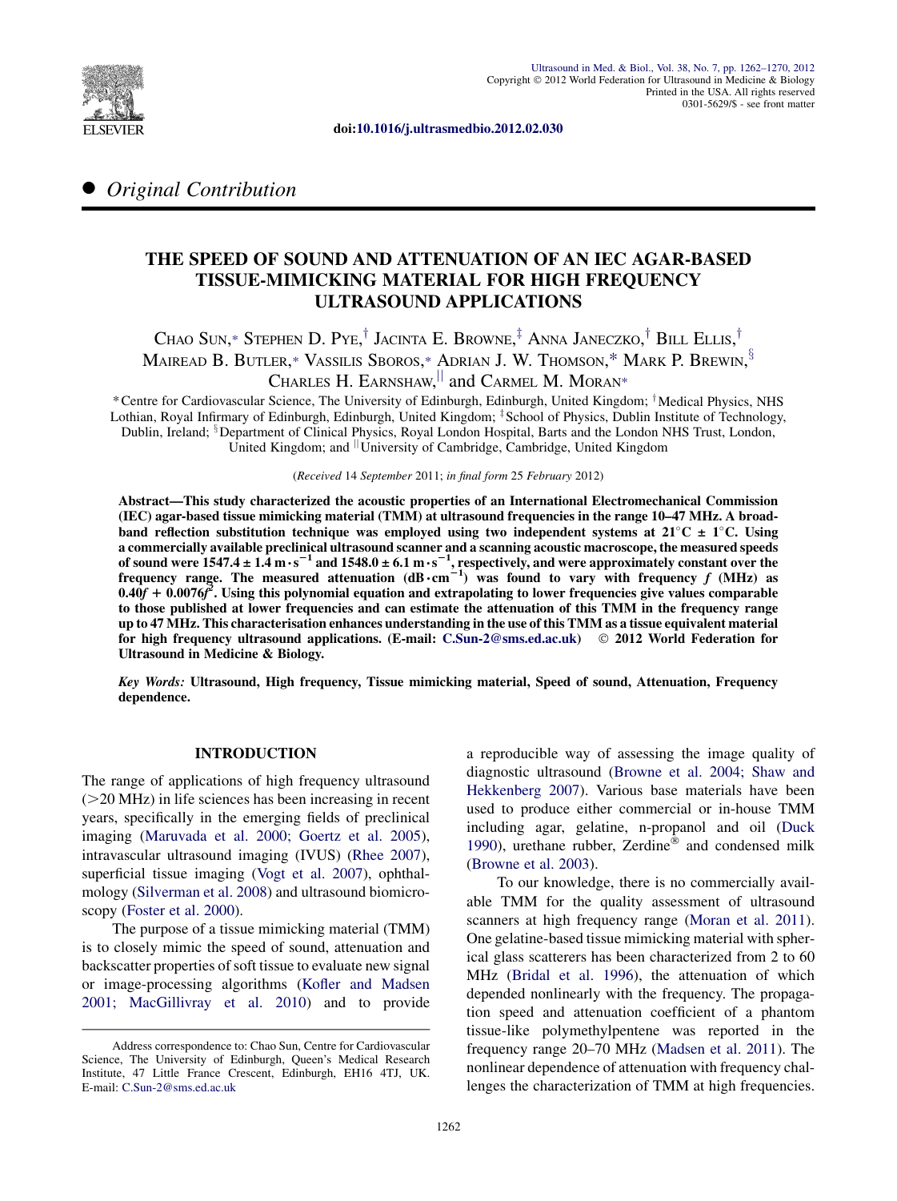# THE SPEED OF SOUND AND ATTENUATION OF AN IEC AGAR-BASED TISSUE-MIMICKING MATERIAL FOR HIGH FREQUENCY ULTRASOUND APPLICATIONS

Chao Sun,* Stephen D. Pye,[†] Jacinta E. Browne,[‡] Anna Janeczko,[†] Bill Ellis,[†] Mairead B. Butler,* Vassilis Sboros,* Adrian J. W. Thomson,* Mark P. Brewin,[§] Charles H. Earnshaw,[||] and Carmel M. Moran*

*Centre for Cardiovascular Science, The University of Edinburgh, Edinburgh, United Kingdom; [†]Medical Physics, NHS Lothian, Royal Infirmary of Edinburgh, Edinburgh, United Kingdom; [‡]School of Physics, Dublin Institute of Technology, Dublin, Ireland; [§]Department of Clinical Physics, Royal London Hospital, Barts and the London NHS Trust, London, United Kingdom; and [||]University of Cambridge, Cambridge, United Kingdom

(*Received* 14 *September* 2011; *in final form* 25 *February* 2012)

**Abstract—This study characterized the acoustic properties of an International Electromechanical Commission (IEC) agar-based tissue mimicking material (TMM) at ultrasound frequencies in the range 10–47 MHz. A broadband reflection substitution technique was employed using two independent systems at 21°C ± 1°C. Using a commercially available preclinical ultrasound scanner and a scanning acoustic macroscope, the measured speeds of sound were $1547.4 \pm 1.4\ \mathrm{m \cdot s^{-1}}$ and $1548.0 \pm 6.1\ \mathrm{m \cdot s^{-1}}$, respectively, and were approximately constant over the frequency range. The measured attenuation ($\mathrm{dB \cdot cm^{-1}}$) was found to vary with frequency $f$ (MHz) as $0.40f + 0.0076f^2$. Using this polynomial equation and extrapolating to lower frequencies give values comparable to those published at lower frequencies and can estimate the attenuation of this TMM in the frequency range up to 47 MHz. This characterisation enhances understanding in the use of this TMM as a tissue equivalent material for high frequency ultrasound applications. (E-mail: C.Sun-2@sms.ed.ac.uk) © 2012 World Federation for Ultrasound in Medicine & Biology.**

*Key Words:* **Ultrasound, High frequency, Tissue mimicking material, Speed of sound, Attenuation, Frequency dependence.**

## INTRODUCTION

The range of applications of high frequency ultrasound (>20 MHz) in life sciences has been increasing in recent years, specifically in the emerging fields of preclinical imaging (Maruvada et al. 2000; Goertz et al. 2005), intravascular ultrasound imaging (IVUS) (Rhee 2007), superficial tissue imaging (Vogt et al. 2007), ophthalmology (Silverman et al. 2008) and ultrasound biomicroscopy (Foster et al. 2000).

The purpose of a tissue mimicking material (TMM) is to closely mimic the speed of sound, attenuation and backscatter properties of soft tissue to evaluate new signal or image-processing algorithms (Kofler and Madsen 2001; MacGillivray et al. 2010) and to provide a reproducible way of assessing the image quality of diagnostic ultrasound (Browne et al. 2004; Shaw and Hekkenberg 2007). Various base materials have been used to produce either commercial or in-house TMM including agar, gelatine, n-propanol and oil (Duck 1990), urethane rubber, Zerdine® and condensed milk (Browne et al. 2003).

To our knowledge, there is no commercially available TMM for the quality assessment of ultrasound scanners at high frequency range (Moran et al. 2011). One gelatine-based tissue mimicking material with spherical glass scatterers has been characterized from 2 to 60 MHz (Bridal et al. 1996), the attenuation of which depended nonlinearly with the frequency. The propagation speed and attenuation coefficient of a phantom tissue-like polymethylpentene was reported in the frequency range 20–70 MHz (Madsen et al. 2011). The nonlinear dependence of attenuation with frequency challenges the characterization of TMM at high frequencies.

---

Address correspondence to: Chao Sun, Centre for Cardiovascular Science, The University of Edinburgh, Queen's Medical Research Institute, 47 Little France Crescent, Edinburgh, EH16 4TJ, UK. E-mail: C.Sun-2@sms.ed.ac.uk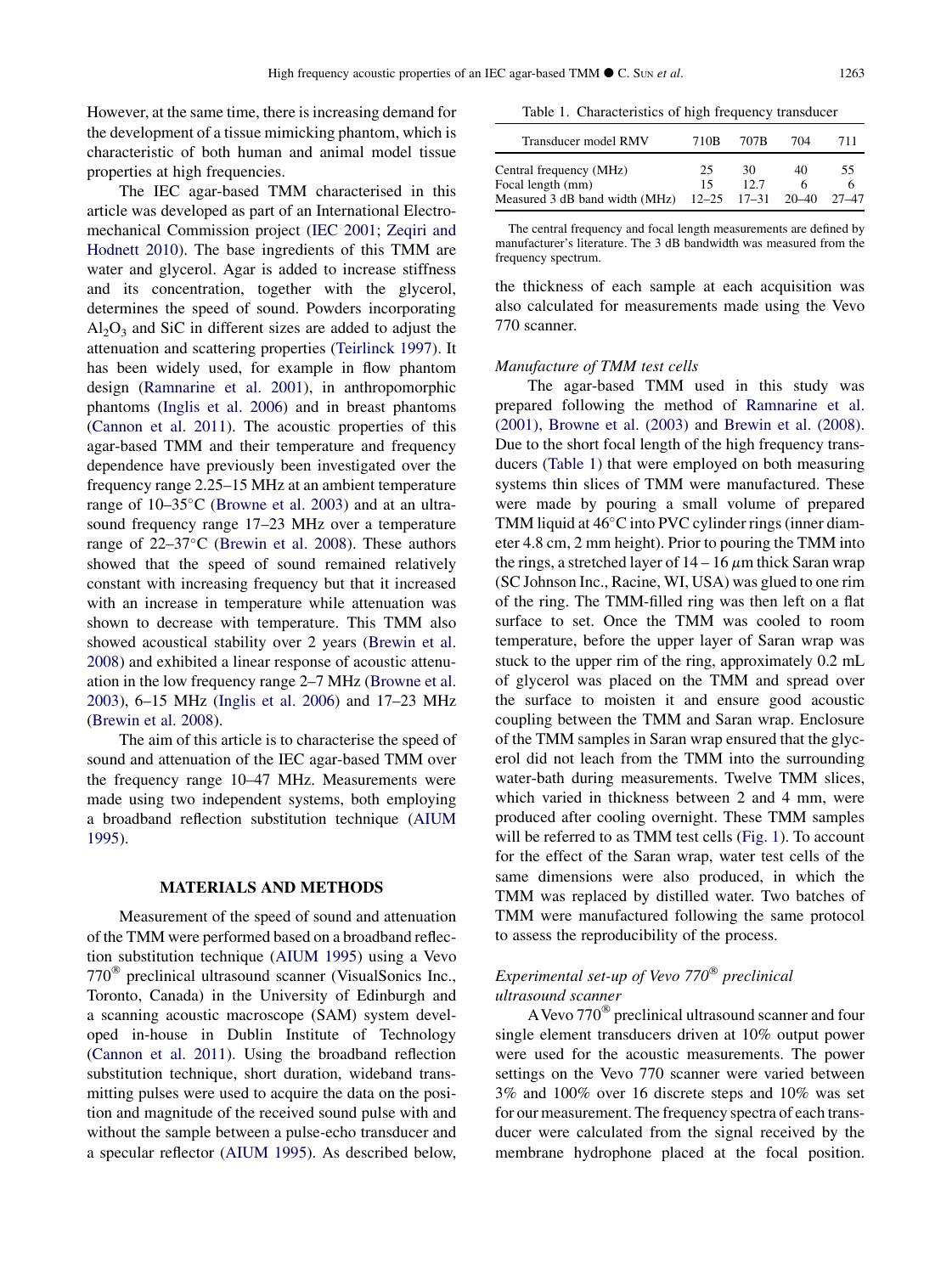However, at the same time, there is increasing demand for the development of a tissue mimicking phantom, which is characteristic of both human and animal model tissue properties at high frequencies.

The IEC agar-based TMM characterised in this article was developed as part of an International Electromechanical Commission project (IEC 2001; Zeqiri and Hodnett 2010). The base ingredients of this TMM are water and glycerol. Agar is added to increase stiffness and its concentration, together with the glycerol, determines the speed of sound. Powders incorporating $Al_2O_3$ and SiC in different sizes are added to adjust the attenuation and scattering properties (Teirlinck 1997). It has been widely used, for example in flow phantom design (Ramnarine et al. 2001), in anthropomorphic phantoms (Inglis et al. 2006) and in breast phantoms (Cannon et al. 2011). The acoustic properties of this agar-based TMM and their temperature and frequency dependence have previously been investigated over the frequency range 2.25–15 MHz at an ambient temperature range of 10–35°C (Browne et al. 2003) and at an ultrasound frequency range 17–23 MHz over a temperature range of 22–37°C (Brewin et al. 2008). These authors showed that the speed of sound remained relatively constant with increasing frequency but that it increased with an increase in temperature while attenuation was shown to decrease with temperature. This TMM also showed acoustical stability over 2 years (Brewin et al. 2008) and exhibited a linear response of acoustic attenuation in the low frequency range 2–7 MHz (Browne et al. 2003), 6–15 MHz (Inglis et al. 2006) and 17–23 MHz (Brewin et al. 2008).

The aim of this article is to characterise the speed of sound and attenuation of the IEC agar-based TMM over the frequency range 10–47 MHz. Measurements were made using two independent systems, both employing a broadband reflection substitution technique (AIUM 1995).

## MATERIALS AND METHODS

Measurement of the speed of sound and attenuation of the TMM were performed based on a broadband reflection substitution technique (AIUM 1995) using a Vevo 770® preclinical ultrasound scanner (VisualSonics Inc., Toronto, Canada) in the University of Edinburgh and a scanning acoustic macroscope (SAM) system developed in-house in Dublin Institute of Technology (Cannon et al. 2011). Using the broadband reflection substitution technique, short duration, wideband transmitting pulses were used to acquire the data on the position and magnitude of the received sound pulse with and without the sample between a pulse-echo transducer and a specular reflector (AIUM 1995). As described below, the thickness of each sample at each acquisition was also calculated for measurements made using the Vevo 770 scanner.

Table 1. Characteristics of high frequency transducer

| Transducer model RMV | 710B | 707B | 704 | 711 |
|---|---|---|---|---|
| Central frequency (MHz) | 25 | 30 | 40 | 55 |
| Focal length (mm) | 15 | 12.7 | 6 | 6 |
| Measured 3 dB band width (MHz) | 12–25 | 17–31 | 20–40 | 27–47 |

The central frequency and focal length measurements are defined by manufacturer's literature. The 3 dB bandwidth was measured from the frequency spectrum.

### *Manufacture of TMM test cells*

The agar-based TMM used in this study was prepared following the method of Ramnarine et al. (2001), Browne et al. (2003) and Brewin et al. (2008). Due to the short focal length of the high frequency transducers (Table 1) that were employed on both measuring systems thin slices of TMM were manufactured. These were made by pouring a small volume of prepared TMM liquid at 46°C into PVC cylinder rings (inner diameter 4.8 cm, 2 mm height). Prior to pouring the TMM into the rings, a stretched layer of 14 – 16 $\mu$m thick Saran wrap (SC Johnson Inc., Racine, WI, USA) was glued to one rim of the ring. The TMM-filled ring was then left on a flat surface to set. Once the TMM was cooled to room temperature, before the upper layer of Saran wrap was stuck to the upper rim of the ring, approximately 0.2 mL of glycerol was placed on the TMM and spread over the surface to moisten it and ensure good acoustic coupling between the TMM and Saran wrap. Enclosure of the TMM samples in Saran wrap ensured that the glycerol did not leach from the TMM into the surrounding water-bath during measurements. Twelve TMM slices, which varied in thickness between 2 and 4 mm, were produced after cooling overnight. These TMM samples will be referred to as TMM test cells (Fig. 1). To account for the effect of the Saran wrap, water test cells of the same dimensions were also produced, in which the TMM was replaced by distilled water. Two batches of TMM were manufactured following the same protocol to assess the reproducibility of the process.

### *Experimental set-up of Vevo 770® preclinical ultrasound scanner*

A Vevo 770® preclinical ultrasound scanner and four single element transducers driven at 10% output power were used for the acoustic measurements. The power settings on the Vevo 770 scanner were varied between 3% and 100% over 16 discrete steps and 10% was set for our measurement. The frequency spectra of each transducer were calculated from the signal received by the membrane hydrophone placed at the focal position.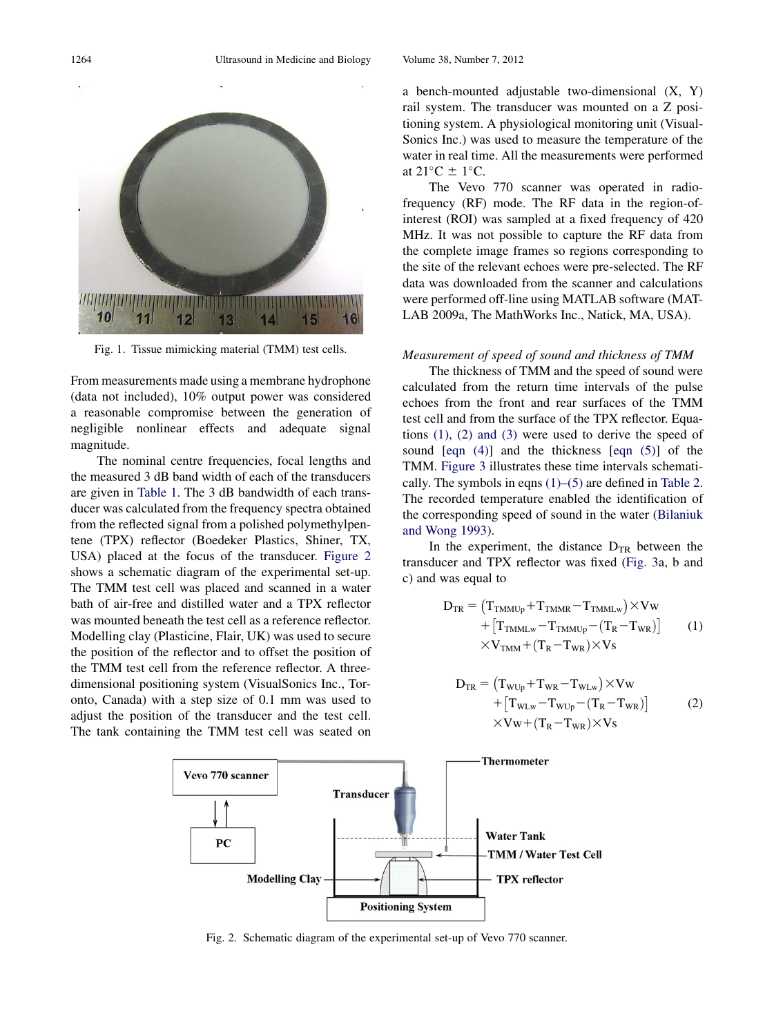Fig. 1. Tissue mimicking material (TMM) test cells.

From measurements made using a membrane hydrophone (data not included), 10% output power was considered a reasonable compromise between the generation of negligible nonlinear effects and adequate signal magnitude.

The nominal centre frequencies, focal lengths and the measured 3 dB band width of each of the transducers are given in Table 1. The 3 dB bandwidth of each transducer was calculated from the frequency spectra obtained from the reflected signal from a polished polymethylpentene (TPX) reflector (Boedeker Plastics, Shiner, TX, USA) placed at the focus of the transducer. Figure 2 shows a schematic diagram of the experimental set-up. The TMM test cell was placed and scanned in a water bath of air-free and distilled water and a TPX reflector was mounted beneath the test cell as a reference reflector. Modelling clay (Plasticine, Flair, UK) was used to secure the position of the reflector and to offset the position of the TMM test cell from the reference reflector. A three-dimensional positioning system (VisualSonics Inc., Toronto, Canada) with a step size of 0.1 mm was used to adjust the position of the transducer and the test cell. The tank containing the TMM test cell was seated on a bench-mounted adjustable two-dimensional (X, Y) rail system. The transducer was mounted on a Z positioning system. A physiological monitoring unit (VisualSonics Inc.) was used to measure the temperature of the water in real time. All the measurements were performed at 21°C ± 1°C.

The Vevo 770 scanner was operated in radio-frequency (RF) mode. The RF data in the region-of-interest (ROI) was sampled at a fixed frequency of 420 MHz. It was not possible to capture the RF data from the complete image frames so regions corresponding to the site of the relevant echoes were pre-selected. The RF data was downloaded from the scanner and calculations were performed off-line using MATLAB software (MATLAB 2009a, The MathWorks Inc., Natick, MA, USA).

*Measurement of speed of sound and thickness of TMM*

The thickness of TMM and the speed of sound were calculated from the return time intervals of the pulse echoes from the front and rear surfaces of the TMM test cell and from the surface of the TPX reflector. Equations (1), (2) and (3) were used to derive the speed of sound [eqn (4)] and the thickness [eqn (5)] of the TMM. Figure 3 illustrates these time intervals schematically. The symbols in eqns (1)–(5) are defined in Table 2. The recorded temperature enabled the identification of the corresponding speed of sound in the water (Bilaniuk and Wong 1993).

In the experiment, the distance $D_{TR}$ between the transducer and TPX reflector was fixed (Fig. 3a, b and c) and was equal to

$$D_{TR} = \left(T_{TMMUp} + T_{TMMR} - T_{TMMLw}\right) \times Vw + \left[T_{TMMLw} - T_{TMMUp} - (T_R - T_{WR})\right] \times V_{TMM} + (T_R - T_{WR}) \times Vs \quad (1)$$

$$D_{TR} = \left(T_{WUp} + T_{WR} - T_{WLw}\right) \times Vw + \left[T_{WLw} - T_{WUp} - (T_R - T_{WR})\right] \times Vw + (T_R - T_{WR}) \times Vs \quad (2)$$

Fig. 2. Schematic diagram of the experimental set-up of Vevo 770 scanner.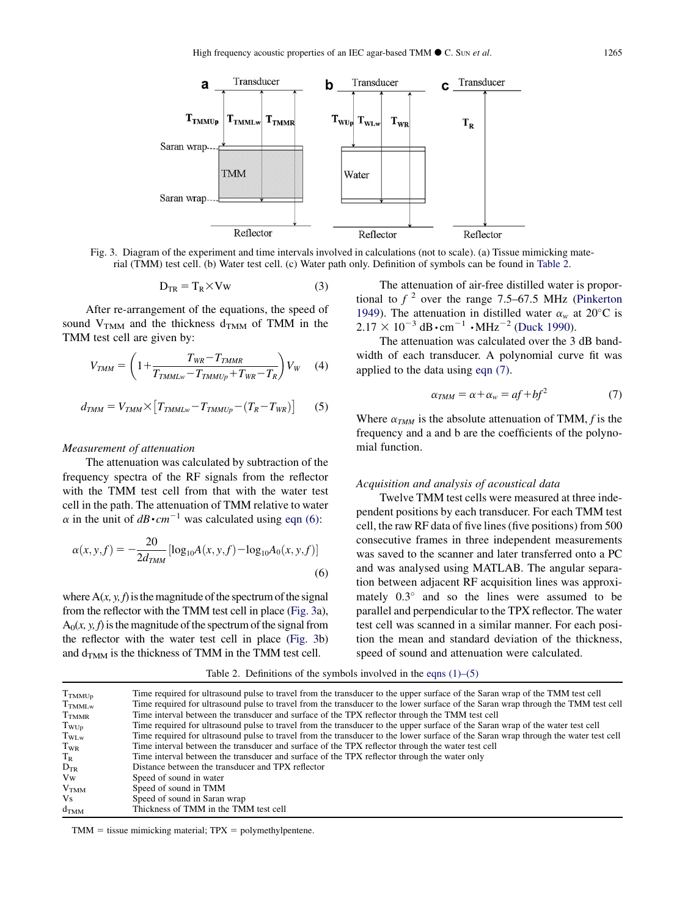Fig. 3. Diagram of the experiment and time intervals involved in calculations (not to scale). (a) Tissue mimicking material (TMM) test cell. (b) Water test cell. (c) Water path only. Definition of symbols can be found in Table 2.

$$D_{TR} = T_R \times Vw \tag{3}$$

After re-arrangement of the equations, the speed of sound $V_{TMM}$ and the thickness $d_{TMM}$ of TMM in the TMM test cell are given by:

$$V_{TMM} = \left(1 + \frac{T_{WR} - T_{TMMR}}{T_{TMMLw} - T_{TMMUp} + T_{WR} - T_R}\right) V_W \tag{4}$$

$$d_{TMM} = V_{TMM} \times \left[T_{TMMLw} - T_{TMMUp} - (T_R - T_{WR})\right] \tag{5}$$

*Measurement of attenuation*

The attenuation was calculated by subtraction of the frequency spectra of the RF signals from the reflector with the TMM test cell from that with the water test cell in the path. The attenuation of TMM relative to water $\alpha$ in the unit of $dB \cdot cm^{-1}$ was calculated using eqn (6):

$$\alpha(x,y,f) = -\frac{20}{2d_{TMM}}\left[\log_{10}A(x,y,f) - \log_{10}A_0(x,y,f)\right] \tag{6}$$

where $A(x, y, f)$ is the magnitude of the spectrum of the signal from the reflector with the TMM test cell in place (Fig. 3a), $A_0(x, y, f)$ is the magnitude of the spectrum of the signal from the reflector with the water test cell in place (Fig. 3b) and $d_{TMM}$ is the thickness of TMM in the TMM test cell.

The attenuation of air-free distilled water is proportional to $f^2$ over the range 7.5–67.5 MHz (Pinkerton 1949). The attenuation in distilled water $\alpha_w$ at 20°C is $2.17 \times 10^{-3}$ dB·cm$^{-1}$ ·MHz$^{-2}$ (Duck 1990).

The attenuation was calculated over the 3 dB bandwidth of each transducer. A polynomial curve fit was applied to the data using eqn (7).

$$\alpha_{TMM} = \alpha + \alpha_w = af + bf^2 \tag{7}$$

Where $\alpha_{TMM}$ is the absolute attenuation of TMM, $f$ is the frequency and a and b are the coefficients of the polynomial function.

*Acquisition and analysis of acoustical data*

Twelve TMM test cells were measured at three independent positions by each transducer. For each TMM test cell, the raw RF data of five lines (five positions) from 500 consecutive frames in three independent measurements was saved to the scanner and later transferred onto a PC and was analysed using MATLAB. The angular separation between adjacent RF acquisition lines was approximately 0.3° and so the lines were assumed to be parallel and perpendicular to the TPX reflector. The water test cell was scanned in a similar manner. For each position the mean and standard deviation of the thickness, speed of sound and attenuation were calculated.

Table 2. Definitions of the symbols involved in the eqns (1)–(5)

| Symbol | Definition |
|---|---|
| $T_{TMMUp}$ | Time required for ultrasound pulse to travel from the transducer to the upper surface of the Saran wrap of the TMM test cell |
| $T_{TMMLw}$ | Time required for ultrasound pulse to travel from the transducer to the lower surface of the Saran wrap through the TMM test cell |
| $T_{TMMR}$ | Time interval between the transducer and surface of the TPX reflector through the TMM test cell |
| $T_{WUp}$ | Time required for ultrasound pulse to travel from the transducer to the upper surface of the Saran wrap of the water test cell |
| $T_{WLw}$ | Time required for ultrasound pulse to travel from the transducer to the lower surface of the Saran wrap through the water test cell |
| $T_{WR}$ | Time interval between the transducer and surface of the TPX reflector through the water test cell |
| $T_R$ | Time interval between the transducer and surface of the TPX reflector through the water only |
| $D_{TR}$ | Distance between the transducer and TPX reflector |
| $V_W$ | Speed of sound in water |
| $V_{TMM}$ | Speed of sound in TMM |
| $V_S$ | Speed of sound in Saran wrap |
| $d_{TMM}$ | Thickness of TMM in the TMM test cell |

TMM = tissue mimicking material; TPX = polymethylpentene.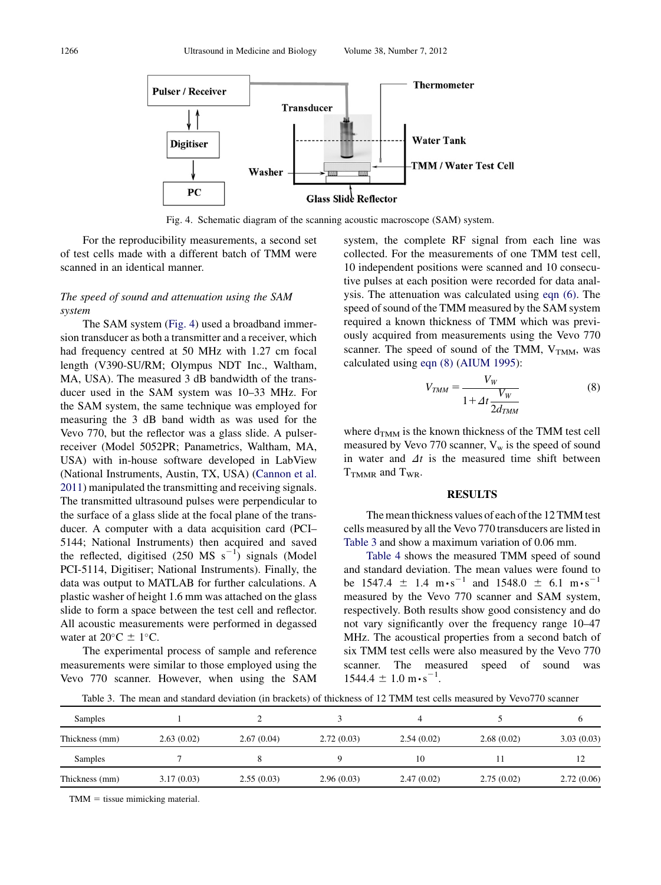Fig. 4. Schematic diagram of the scanning acoustic macroscope (SAM) system.

For the reproducibility measurements, a second set of test cells made with a different batch of TMM were scanned in an identical manner.

### *The speed of sound and attenuation using the SAM system*

The SAM system (Fig. 4) used a broadband immersion transducer as both a transmitter and a receiver, which had frequency centred at 50 MHz with 1.27 cm focal length (V390-SU/RM; Olympus NDT Inc., Waltham, MA, USA). The measured 3 dB bandwidth of the transducer used in the SAM system was 10–33 MHz. For the SAM system, the same technique was employed for measuring the 3 dB band width as was used for the Vevo 770, but the reflector was a glass slide. A pulser-receiver (Model 5052PR; Panametrics, Waltham, MA, USA) with in-house software developed in LabView (National Instruments, Austin, TX, USA) (Cannon et al. 2011) manipulated the transmitting and receiving signals. The transmitted ultrasound pulses were perpendicular to the surface of a glass slide at the focal plane of the transducer. A computer with a data acquisition card (PCI–5144; National Instruments) then acquired and saved the reflected, digitised (250 MS $s^{-1}$) signals (Model PCI-5114, Digitiser; National Instruments). Finally, the data was output to MATLAB for further calculations. A plastic washer of height 1.6 mm was attached on the glass slide to form a space between the test cell and reflector. All acoustic measurements were performed in degassed water at 20°C ± 1°C.

The experimental process of sample and reference measurements were similar to those employed using the Vevo 770 scanner. However, when using the SAM system, the complete RF signal from each line was collected. For the measurements of one TMM test cell, 10 independent positions were scanned and 10 consecutive pulses at each position were recorded for data analysis. The attenuation was calculated using eqn (6). The speed of sound of the TMM measured by the SAM system required a known thickness of TMM which was previously acquired from measurements using the Vevo 770 scanner. The speed of sound of the TMM, $V_{TMM}$, was calculated using eqn (8) (AIUM 1995):

$$V_{TMM} = \frac{V_W}{1 + \Delta t \dfrac{V_W}{2d_{TMM}}} \tag{8}$$

where $d_{TMM}$ is the known thickness of the TMM test cell measured by Vevo 770 scanner, $V_w$ is the speed of sound in water and $\Delta t$ is the measured time shift between $T_{TMMR}$ and $T_{WR}$.

## RESULTS

The mean thickness values of each of the 12 TMM test cells measured by all the Vevo 770 transducers are listed in Table 3 and show a maximum variation of 0.06 mm.

Table 4 shows the measured TMM speed of sound and standard deviation. The mean values were found to be 1547.4 ± 1.4 $m \cdot s^{-1}$ and 1548.0 ± 6.1 $m \cdot s^{-1}$ measured by the Vevo 770 scanner and SAM system, respectively. Both results show good consistency and do not vary significantly over the frequency range 10–47 MHz. The acoustical properties from a second batch of six TMM test cells were also measured by the Vevo 770 scanner. The measured speed of sound was 1544.4 ± 1.0 $m \cdot s^{-1}$.

Table 3. The mean and standard deviation (in brackets) of thickness of 12 TMM test cells measured by Vevo770 scanner

| Samples | 1 | 2 | 3 | 4 | 5 | 6 |
|---|---|---|---|---|---|---|
| Thickness (mm) | 2.63 (0.02) | 2.67 (0.04) | 2.72 (0.03) | 2.54 (0.02) | 2.68 (0.02) | 3.03 (0.03) |
| Samples | 7 | 8 | 9 | 10 | 11 | 12 |
| Thickness (mm) | 3.17 (0.03) | 2.55 (0.03) | 2.96 (0.03) | 2.47 (0.02) | 2.75 (0.02) | 2.72 (0.06) |

TMM = tissue mimicking material.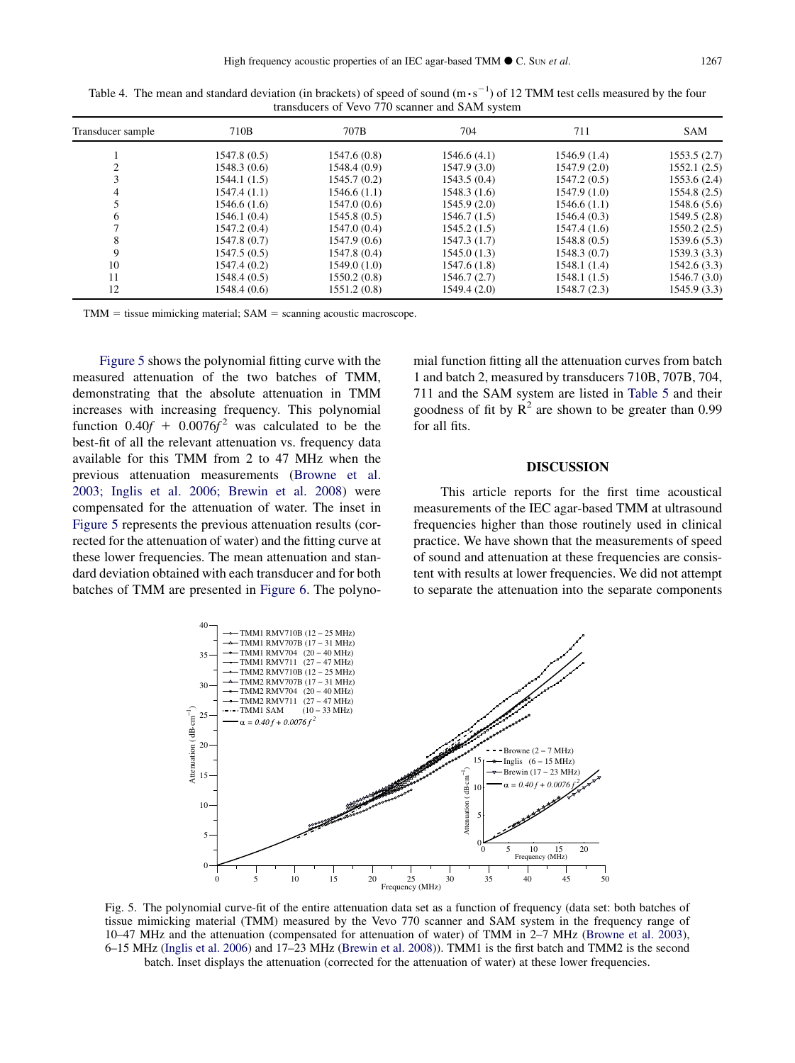Table 4. The mean and standard deviation (in brackets) of speed of sound ($m \cdot s^{-1}$) of 12 TMM test cells measured by the four transducers of Vevo 770 scanner and SAM system

| Transducer sample | 710B | 707B | 704 | 711 | SAM |
|---|---|---|---|---|---|
| 1 | 1547.8 (0.5) | 1547.6 (0.8) | 1546.6 (4.1) | 1546.9 (1.4) | 1553.5 (2.7) |
| 2 | 1548.3 (0.6) | 1548.4 (0.9) | 1547.9 (3.0) | 1547.9 (2.0) | 1552.1 (2.5) |
| 3 | 1544.1 (1.5) | 1545.7 (0.2) | 1543.5 (0.4) | 1547.2 (0.5) | 1553.6 (2.4) |
| 4 | 1547.4 (1.1) | 1546.6 (1.1) | 1548.3 (1.6) | 1547.9 (1.0) | 1554.8 (2.5) |
| 5 | 1546.6 (1.6) | 1547.0 (0.6) | 1545.9 (2.0) | 1546.6 (1.1) | 1548.6 (5.6) |
| 6 | 1546.1 (0.4) | 1545.8 (0.5) | 1546.7 (1.5) | 1546.4 (0.3) | 1549.5 (2.8) |
| 7 | 1547.2 (0.4) | 1547.0 (0.4) | 1545.2 (1.5) | 1547.4 (1.6) | 1550.2 (2.5) |
| 8 | 1547.8 (0.7) | 1547.9 (0.6) | 1547.3 (1.7) | 1548.8 (0.5) | 1539.6 (5.3) |
| 9 | 1547.5 (0.5) | 1547.8 (0.4) | 1545.0 (1.3) | 1548.3 (0.7) | 1539.3 (3.3) |
| 10 | 1547.4 (0.2) | 1549.0 (1.0) | 1547.6 (1.8) | 1548.1 (1.4) | 1542.6 (3.3) |
| 11 | 1548.4 (0.5) | 1550.2 (0.8) | 1546.7 (2.7) | 1548.1 (1.5) | 1546.7 (3.0) |
| 12 | 1548.4 (0.6) | 1551.2 (0.8) | 1549.4 (2.0) | 1548.7 (2.3) | 1545.9 (3.3) |

TMM = tissue mimicking material; SAM = scanning acoustic macroscope.

Figure 5 shows the polynomial fitting curve with the measured attenuation of the two batches of TMM, demonstrating that the absolute attenuation in TMM increases with increasing frequency. This polynomial function $0.40f + 0.0076f^2$ was calculated to be the best-fit of all the relevant attenuation vs. frequency data available for this TMM from 2 to 47 MHz when the previous attenuation measurements (Browne et al. 2003; Inglis et al. 2006; Brewin et al. 2008) were compensated for the attenuation of water. The inset in Figure 5 represents the previous attenuation results (corrected for the attenuation of water) and the fitting curve at these lower frequencies. The mean attenuation and standard deviation obtained with each transducer and for both batches of TMM are presented in Figure 6. The polynomial function fitting all the attenuation curves from batch 1 and batch 2, measured by transducers 710B, 707B, 704, 711 and the SAM system are listed in Table 5 and their goodness of fit by $R^2$ are shown to be greater than 0.99 for all fits.

## DISCUSSION

This article reports for the first time acoustical measurements of the IEC agar-based TMM at ultrasound frequencies higher than those routinely used in clinical practice. We have shown that the measurements of speed of sound and attenuation at these frequencies are consistent with results at lower frequencies. We did not attempt to separate the attenuation into the separate components

Fig. 5. The polynomial curve-fit of the entire attenuation data set as a function of frequency (data set: both batches of tissue mimicking material (TMM) measured by the Vevo 770 scanner and SAM system in the frequency range of 10–47 MHz and the attenuation (compensated for attenuation of water) of TMM in 2–7 MHz (Browne et al. 2003), 6–15 MHz (Inglis et al. 2006) and 17–23 MHz (Brewin et al. 2008)). TMM1 is the first batch and TMM2 is the second batch. Inset displays the attenuation (corrected for the attenuation of water) at these lower frequencies.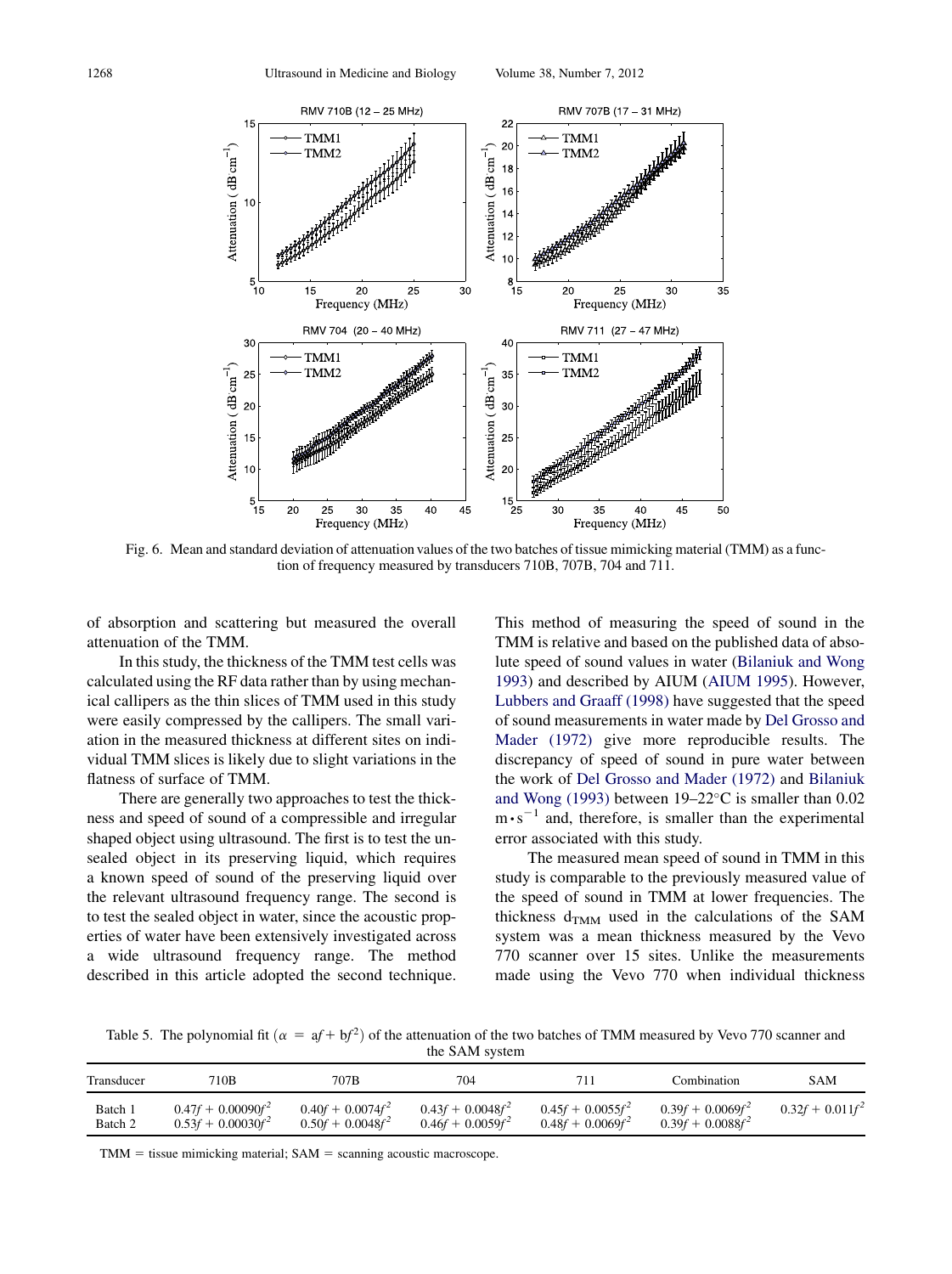Fig. 6. Mean and standard deviation of attenuation values of the two batches of tissue mimicking material (TMM) as a function of frequency measured by transducers 710B, 707B, 704 and 711.

of absorption and scattering but measured the overall attenuation of the TMM.

In this study, the thickness of the TMM test cells was calculated using the RF data rather than by using mechanical callipers as the thin slices of TMM used in this study were easily compressed by the callipers. The small variation in the measured thickness at different sites on individual TMM slices is likely due to slight variations in the flatness of surface of TMM.

There are generally two approaches to test the thickness and speed of sound of a compressible and irregular shaped object using ultrasound. The first is to test the unsealed object in its preserving liquid, which requires a known speed of sound of the preserving liquid over the relevant ultrasound frequency range. The second is to test the sealed object in water, since the acoustic properties of water have been extensively investigated across a wide ultrasound frequency range. The method described in this article adopted the second technique. This method of measuring the speed of sound in the TMM is relative and based on the published data of absolute speed of sound values in water (Bilaniuk and Wong 1993) and described by AIUM (AIUM 1995). However, Lubbers and Graaff (1998) have suggested that the speed of sound measurements in water made by Del Grosso and Mader (1972) give more reproducible results. The discrepancy of speed of sound in pure water between the work of Del Grosso and Mader (1972) and Bilaniuk and Wong (1993) between 19–22°C is smaller than 0.02 $m \cdot s^{-1}$ and, therefore, is smaller than the experimental error associated with this study.

The measured mean speed of sound in TMM in this study is comparable to the previously measured value of the speed of sound in TMM at lower frequencies. The thickness $d_{TMM}$ used in the calculations of the SAM system was a mean thickness measured by the Vevo 770 scanner over 15 sites. Unlike the measurements made using the Vevo 770 when individual thickness

Table 5. The polynomial fit ($\alpha = af + bf^2$) of the attenuation of the two batches of TMM measured by Vevo 770 scanner and the SAM system

| Transducer | 710B | 707B | 704 | 711 | Combination | SAM |
|---|---|---|---|---|---|---|
| Batch 1 | $0.47f + 0.00090f^2$ | $0.40f + 0.0074f^2$ | $0.43f + 0.0048f^2$ | $0.45f + 0.0055f^2$ | $0.39f + 0.0069f^2$ | $0.32f + 0.011f^2$ |
| Batch 2 | $0.53f + 0.00030f^2$ | $0.50f + 0.0048f^2$ | $0.46f + 0.0059f^2$ | $0.48f + 0.0069f^2$ | $0.39f + 0.0088f^2$ | |

TMM = tissue mimicking material; SAM = scanning acoustic macroscope.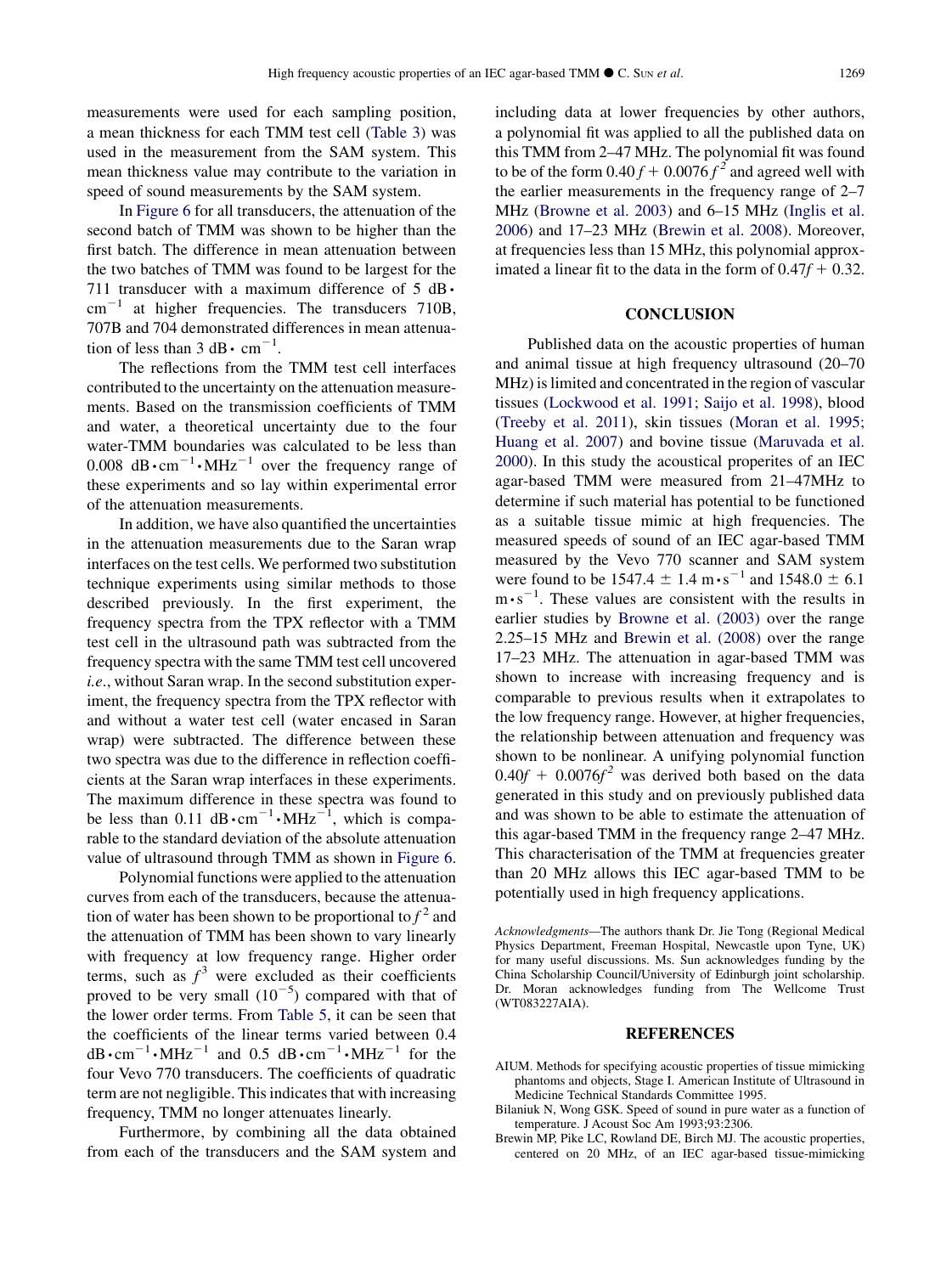measurements were used for each sampling position, a mean thickness for each TMM test cell (Table 3) was used in the measurement from the SAM system. This mean thickness value may contribute to the variation in speed of sound measurements by the SAM system.

In Figure 6 for all transducers, the attenuation of the second batch of TMM was shown to be higher than the first batch. The difference in mean attenuation between the two batches of TMM was found to be largest for the 711 transducer with a maximum difference of 5 $dB \cdot cm^{-1}$ at higher frequencies. The transducers 710B, 707B and 704 demonstrated differences in mean attenuation of less than 3 $dB \cdot cm^{-1}$.

The reflections from the TMM test cell interfaces contributed to the uncertainty on the attenuation measurements. Based on the transmission coefficients of TMM and water, a theoretical uncertainty due to the four water-TMM boundaries was calculated to be less than 0.008 $dB \cdot cm^{-1} \cdot MHz^{-1}$ over the frequency range of these experiments and so lay within experimental error of the attenuation measurements.

In addition, we have also quantified the uncertainties in the attenuation measurements due to the Saran wrap interfaces on the test cells. We performed two substitution technique experiments using similar methods to those described previously. In the first experiment, the frequency spectra from the TPX reflector with a TMM test cell in the ultrasound path was subtracted from the frequency spectra with the same TMM test cell uncovered *i.e.*, without Saran wrap. In the second substitution experiment, the frequency spectra from the TPX reflector with and without a water test cell (water encased in Saran wrap) were subtracted. The difference between these two spectra was due to the difference in reflection coefficients at the Saran wrap interfaces in these experiments. The maximum difference in these spectra was found to be less than 0.11 $dB \cdot cm^{-1} \cdot MHz^{-1}$, which is comparable to the standard deviation of the absolute attenuation value of ultrasound through TMM as shown in Figure 6.

Polynomial functions were applied to the attenuation curves from each of the transducers, because the attenuation of water has been shown to be proportional to $f^2$ and the attenuation of TMM has been shown to vary linearly with frequency at low frequency range. Higher order terms, such as $f^3$ were excluded as their coefficients proved to be very small ($10^{-5}$) compared with that of the lower order terms. From Table 5, it can be seen that the coefficients of the linear terms varied between 0.4 $dB \cdot cm^{-1} \cdot MHz^{-1}$ and 0.5 $dB \cdot cm^{-1} \cdot MHz^{-1}$ for the four Vevo 770 transducers. The coefficients of quadratic term are not negligible. This indicates that with increasing frequency, TMM no longer attenuates linearly.

Furthermore, by combining all the data obtained from each of the transducers and the SAM system and including data at lower frequencies by other authors, a polynomial fit was applied to all the published data on this TMM from 2–47 MHz. The polynomial fit was found to be of the form $0.40\,f + 0.0076\,f^2$ and agreed well with the earlier measurements in the frequency range of 2–7 MHz (Browne et al. 2003) and 6–15 MHz (Inglis et al. 2006) and 17–23 MHz (Brewin et al. 2008). Moreover, at frequencies less than 15 MHz, this polynomial approximated a linear fit to the data in the form of $0.47f + 0.32$.

## CONCLUSION

Published data on the acoustic properties of human and animal tissue at high frequency ultrasound (20–70 MHz) is limited and concentrated in the region of vascular tissues (Lockwood et al. 1991; Saijo et al. 1998), blood (Treeby et al. 2011), skin tissues (Moran et al. 1995; Huang et al. 2007) and bovine tissue (Maruvada et al. 2000). In this study the acoustical properites of an IEC agar-based TMM were measured from 21–47MHz to determine if such material has potential to be functioned as a suitable tissue mimic at high frequencies. The measured speeds of sound of an IEC agar-based TMM measured by the Vevo 770 scanner and SAM system were found to be 1547.4 ± 1.4 $m \cdot s^{-1}$ and 1548.0 ± 6.1 $m \cdot s^{-1}$. These values are consistent with the results in earlier studies by Browne et al. (2003) over the range 2.25–15 MHz and Brewin et al. (2008) over the range 17–23 MHz. The attenuation in agar-based TMM was shown to increase with increasing frequency and is comparable to previous results when it extrapolates to the low frequency range. However, at higher frequencies, the relationship between attenuation and frequency was shown to be nonlinear. A unifying polynomial function $0.40f + 0.0076f^2$ was derived both based on the data generated in this study and on previously published data and was shown to be able to estimate the attenuation of this agar-based TMM in the frequency range 2–47 MHz. This characterisation of the TMM at frequencies greater than 20 MHz allows this IEC agar-based TMM to be potentially used in high frequency applications.

*Acknowledgments*—The authors thank Dr. Jie Tong (Regional Medical Physics Department, Freeman Hospital, Newcastle upon Tyne, UK) for many useful discussions. Ms. Sun acknowledges funding by the China Scholarship Council/University of Edinburgh joint scholarship. Dr. Moran acknowledges funding from The Wellcome Trust (WT083227AIA).

## REFERENCES

AIUM. Methods for specifying acoustic properties of tissue mimicking phantoms and objects, Stage I. American Institute of Ultrasound in Medicine Technical Standards Committee 1995.

Bilaniuk N, Wong GSK. Speed of sound in pure water as a function of temperature. J Acoust Soc Am 1993;93:2306.

Brewin MP, Pike LC, Rowland DE, Birch MJ. The acoustic properties, centered on 20 MHz, of an IEC agar-based tissue-mimicking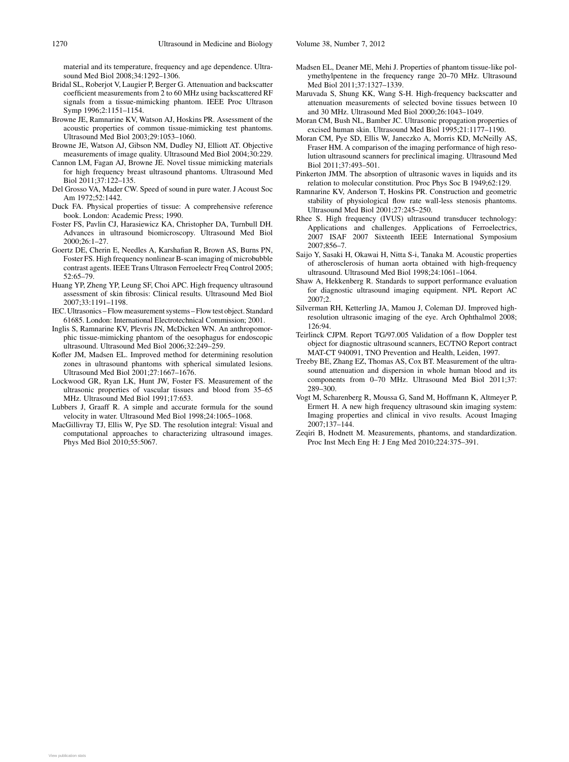material and its temperature, frequency and age dependence. Ultrasound Med Biol 2008;34:1292–1306.

Bridal SL, Roberjot V, Laugier P, Berger G. Attenuation and backscatter coefficient measurements from 2 to 60 MHz using backscattered RF signals from a tissue-mimicking phantom. IEEE Proc Ultrason Symp 1996;2:1151–1154.

Browne JE, Ramnarine KV, Watson AJ, Hoskins PR. Assessment of the acoustic properties of common tissue-mimicking test phantoms. Ultrasound Med Biol 2003;29:1053–1060.

Browne JE, Watson AJ, Gibson NM, Dudley NJ, Elliott AT. Objective measurements of image quality. Ultrasound Med Biol 2004;30:229.

Cannon LM, Fagan AJ, Browne JE. Novel tissue mimicking materials for high frequency breast ultrasound phantoms. Ultrasound Med Biol 2011;37:122–135.

Del Grosso VA, Mader CW. Speed of sound in pure water. J Acoust Soc Am 1972;52:1442.

Duck FA. Physical properties of tissue: A comprehensive reference book. London: Academic Press; 1990.

Foster FS, Pavlin CJ, Harasiewicz KA, Christopher DA, Turnbull DH. Advances in ultrasound biomicroscopy. Ultrasound Med Biol 2000;26:1–27.

Goertz DE, Cherin E, Needles A, Karshafian R, Brown AS, Burns PN, Foster FS. High frequency nonlinear B-scan imaging of microbubble contrast agents. IEEE Trans Ultrason Ferroelectr Freq Control 2005; 52:65–79.

Huang YP, Zheng YP, Leung SF, Choi APC. High frequency ultrasound assessment of skin fibrosis: Clinical results. Ultrasound Med Biol 2007;33:1191–1198.

IEC. Ultrasonics – Flow measurement systems – Flow test object. Standard 61685. London: International Electrotechnical Commission; 2001.

Inglis S, Ramnarine KV, Plevris JN, McDicken WN. An anthropomorphic tissue-mimicking phantom of the oesophagus for endoscopic ultrasound. Ultrasound Med Biol 2006;32:249–259.

Kofler JM, Madsen EL. Improved method for determining resolution zones in ultrasound phantoms with spherical simulated lesions. Ultrasound Med Biol 2001;27:1667–1676.

Lockwood GR, Ryan LK, Hunt JW, Foster FS. Measurement of the ultrasonic properties of vascular tissues and blood from 35–65 MHz. Ultrasound Med Biol 1991;17:653.

Lubbers J, Graaff R. A simple and accurate formula for the sound velocity in water. Ultrasound Med Biol 1998;24:1065–1068.

MacGillivray TJ, Ellis W, Pye SD. The resolution integral: Visual and computational approaches to characterizing ultrasound images. Phys Med Biol 2010;55:5067.

Madsen EL, Deaner ME, Mehi J. Properties of phantom tissue-like polymethylpentene in the frequency range 20–70 MHz. Ultrasound Med Biol 2011;37:1327–1339.

Maruvada S, Shung KK, Wang S-H. High-frequency backscatter and attenuation measurements of selected bovine tissues between 10 and 30 MHz. Ultrasound Med Biol 2000;26:1043–1049.

Moran CM, Bush NL, Bamber JC. Ultrasonic propagation properties of excised human skin. Ultrasound Med Biol 1995;21:1177–1190.

Moran CM, Pye SD, Ellis W, Janeczko A, Morris KD, McNeilly AS, Fraser HM. A comparison of the imaging performance of high resolution ultrasound scanners for preclinical imaging. Ultrasound Med Biol 2011;37:493–501.

Pinkerton JMM. The absorption of ultrasonic waves in liquids and its relation to molecular constitution. Proc Phys Soc B 1949;62:129.

Ramnarine KV, Anderson T, Hoskins PR. Construction and geometric stability of physiological flow rate wall-less stenosis phantoms. Ultrasound Med Biol 2001;27:245–250.

Rhee S. High frequency (IVUS) ultrasound transducer technology: Applications and challenges. Applications of Ferroelectrics, 2007 ISAF 2007 Sixteenth IEEE International Symposium 2007;856–7.

Saijo Y, Sasaki H, Okawai H, Nitta S-i, Tanaka M. Acoustic properties of atherosclerosis of human aorta obtained with high-frequency ultrasound. Ultrasound Med Biol 1998;24:1061–1064.

Shaw A, Hekkenberg R. Standards to support performance evaluation for diagnostic ultrasound imaging equipment. NPL Report AC 2007;2.

Silverman RH, Ketterling JA, Mamou J, Coleman DJ. Improved high-resolution ultrasonic imaging of the eye. Arch Ophthalmol 2008; 126:94.

Teirlinck CJPM. Report TG/97.005 Validation of a flow Doppler test object for diagnostic ultrasound scanners, EC/TNO Report contract MAT-CT 940091, TNO Prevention and Health, Leiden, 1997.

Treeby BE, Zhang EZ, Thomas AS, Cox BT. Measurement of the ultrasound attenuation and dispersion in whole human blood and its components from 0–70 MHz. Ultrasound Med Biol 2011;37: 289–300.

Vogt M, Scharenberg R, Moussa G, Sand M, Hoffmann K, Altmeyer P, Ermert H. A new high frequency ultrasound skin imaging system: Imaging properties and clinical in vivo results. Acoust Imaging 2007;137–144.

Zeqiri B, Hodnett M. Measurements, phantoms, and standardization. Proc Inst Mech Eng H: J Eng Med 2010;224:375–391.